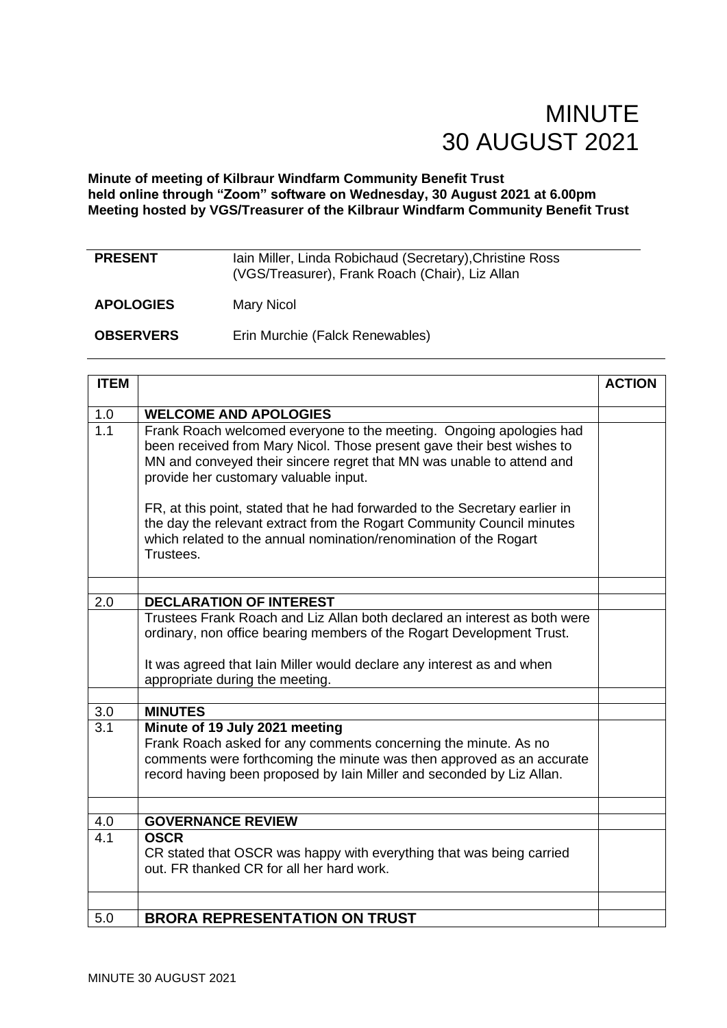# MINUTE
# 30 AUGUST 2021

**Minute of meeting of Kilbraur Windfarm Community Benefit Trust held online through "Zoom" software on Wednesday, 30 August 2021 at 6.00pm Meeting hosted by VGS/Treasurer of the Kilbraur Windfarm Community Benefit Trust**

| | |
|---|---|
| **PRESENT** | Iain Miller, Linda Robichaud (Secretary),Christine Ross (VGS/Treasurer), Frank Roach (Chair), Liz Allan |
| **APOLOGIES** | Mary Nicol |
| **OBSERVERS** | Erin Murchie (Falck Renewables) |

| ITEM | | ACTION |
|---|---|---|
| 1.0 | **WELCOME AND APOLOGIES** | |
| 1.1 | Frank Roach welcomed everyone to the meeting. Ongoing apologies had been received from Mary Nicol. Those present gave their best wishes to MN and conveyed their sincere regret that MN was unable to attend and provide her customary valuable input.<br><br>FR, at this point, stated that he had forwarded to the Secretary earlier in the day the relevant extract from the Rogart Community Council minutes which related to the annual nomination/renomination of the Rogart Trustees. | |
| | | |
| 2.0 | **DECLARATION OF INTEREST** | |
| | Trustees Frank Roach and Liz Allan both declared an interest as both were ordinary, non office bearing members of the Rogart Development Trust.<br><br>It was agreed that Iain Miller would declare any interest as and when appropriate during the meeting. | |
| | | |
| 3.0 | **MINUTES** | |
| 3.1 | **Minute of 19 July 2021 meeting**<br>Frank Roach asked for any comments concerning the minute. As no comments were forthcoming the minute was then approved as an accurate record having been proposed by Iain Miller and seconded by Liz Allan. | |
| | | |
| 4.0 | **GOVERNANCE REVIEW** | |
| 4.1 | **OSCR**<br>CR stated that OSCR was happy with everything that was being carried out. FR thanked CR for all her hard work. | |
| | | |
| 5.0 | **BRORA REPRESENTATION ON TRUST** | |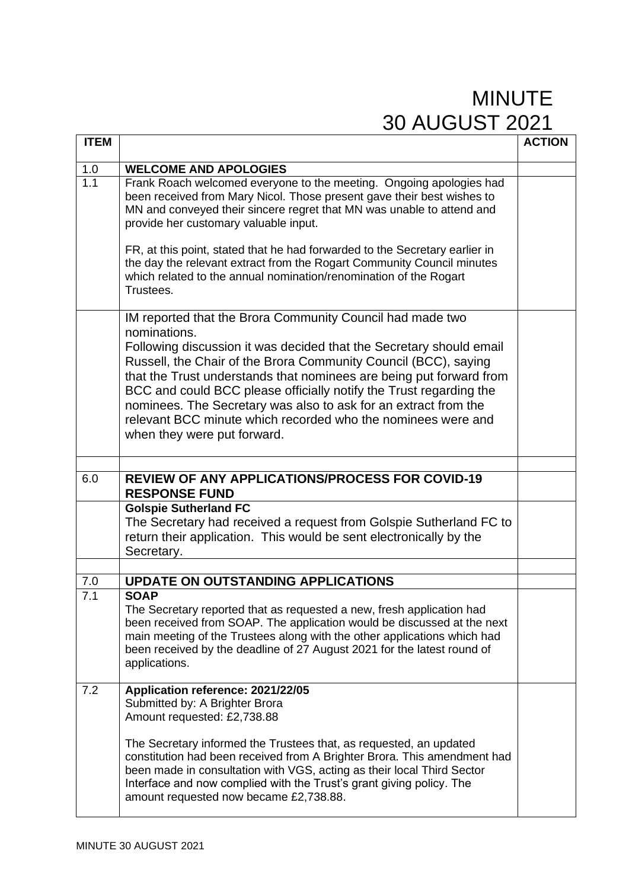# MINUTE
# 30 AUGUST 2021

| ITEM | | ACTION |
|---|---|---|
| 1.0 | **WELCOME AND APOLOGIES** | |
| 1.1 | Frank Roach welcomed everyone to the meeting. Ongoing apologies had been received from Mary Nicol. Those present gave their best wishes to MN and conveyed their sincere regret that MN was unable to attend and provide her customary valuable input.<br><br>FR, at this point, stated that he had forwarded to the Secretary earlier in the day the relevant extract from the Rogart Community Council minutes which related to the annual nomination/renomination of the Rogart Trustees. | |
| | IM reported that the Brora Community Council had made two nominations.<br>Following discussion it was decided that the Secretary should email Russell, the Chair of the Brora Community Council (BCC), saying that the Trust understands that nominees are being put forward from BCC and could BCC please officially notify the Trust regarding the nominees. The Secretary was also to ask for an extract from the relevant BCC minute which recorded who the nominees were and when they were put forward. | |
| | | |
| 6.0 | **REVIEW OF ANY APPLICATIONS/PROCESS FOR COVID-19 RESPONSE FUND** | |
| | **Golspie Sutherland FC**<br>The Secretary had received a request from Golspie Sutherland FC to return their application. This would be sent electronically by the Secretary. | |
| | | |
| 7.0 | **UPDATE ON OUTSTANDING APPLICATIONS** | |
| 7.1 | **SOAP**<br>The Secretary reported that as requested a new, fresh application had been received from SOAP. The application would be discussed at the next main meeting of the Trustees along with the other applications which had been received by the deadline of 27 August 2021 for the latest round of applications. | |
| 7.2 | **Application reference: 2021/22/05**<br>Submitted by: A Brighter Brora<br>Amount requested: £2,738.88<br><br>The Secretary informed the Trustees that, as requested, an updated constitution had been received from A Brighter Brora. This amendment had been made in consultation with VGS, acting as their local Third Sector Interface and now complied with the Trust's grant giving policy. The amount requested now became £2,738.88. | |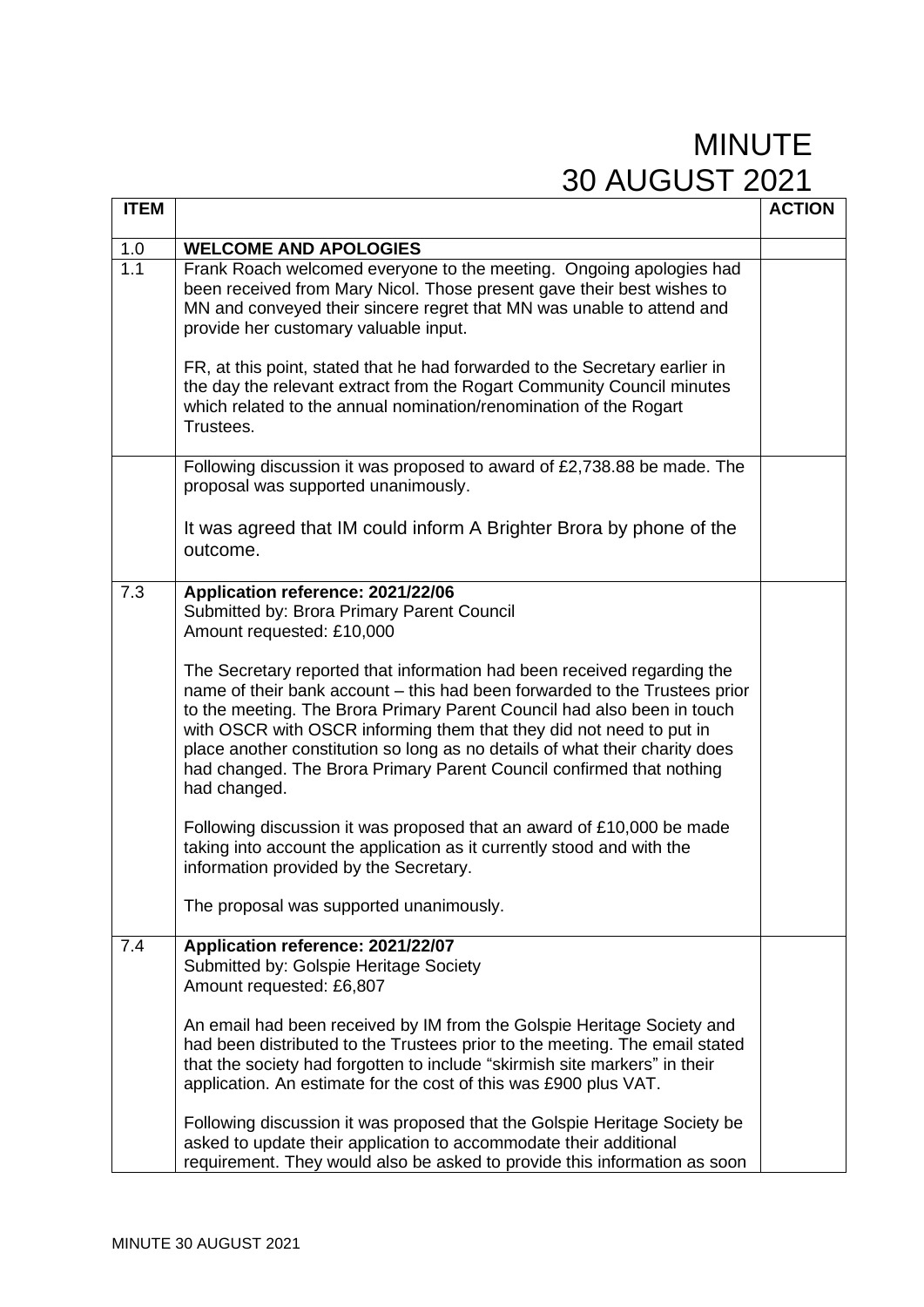# MINUTE 30 AUGUST 2021

| ITEM | | ACTION |
| --- | --- | --- |
| 1.0 | **WELCOME AND APOLOGIES** | |
| 1.1 | Frank Roach welcomed everyone to the meeting. Ongoing apologies had been received from Mary Nicol. Those present gave their best wishes to MN and conveyed their sincere regret that MN was unable to attend and provide her customary valuable input.<br><br>FR, at this point, stated that he had forwarded to the Secretary earlier in the day the relevant extract from the Rogart Community Council minutes which related to the annual nomination/renomination of the Rogart Trustees. | |
| | Following discussion it was proposed to award of £2,738.88 be made. The proposal was supported unanimously.<br><br>It was agreed that IM could inform A Brighter Brora by phone of the outcome. | |
| 7.3 | **Application reference: 2021/22/06**<br>Submitted by: Brora Primary Parent Council<br>Amount requested: £10,000<br><br>The Secretary reported that information had been received regarding the name of their bank account – this had been forwarded to the Trustees prior to the meeting. The Brora Primary Parent Council had also been in touch with OSCR with OSCR informing them that they did not need to put in place another constitution so long as no details of what their charity does had changed. The Brora Primary Parent Council confirmed that nothing had changed.<br><br>Following discussion it was proposed that an award of £10,000 be made taking into account the application as it currently stood and with the information provided by the Secretary.<br><br>The proposal was supported unanimously. | |
| 7.4 | **Application reference: 2021/22/07**<br>Submitted by: Golspie Heritage Society<br>Amount requested: £6,807<br><br>An email had been received by IM from the Golspie Heritage Society and had been distributed to the Trustees prior to the meeting. The email stated that the society had forgotten to include "skirmish site markers" in their application. An estimate for the cost of this was £900 plus VAT.<br><br>Following discussion it was proposed that the Golspie Heritage Society be asked to update their application to accommodate their additional requirement. They would also be asked to provide this information as soon | |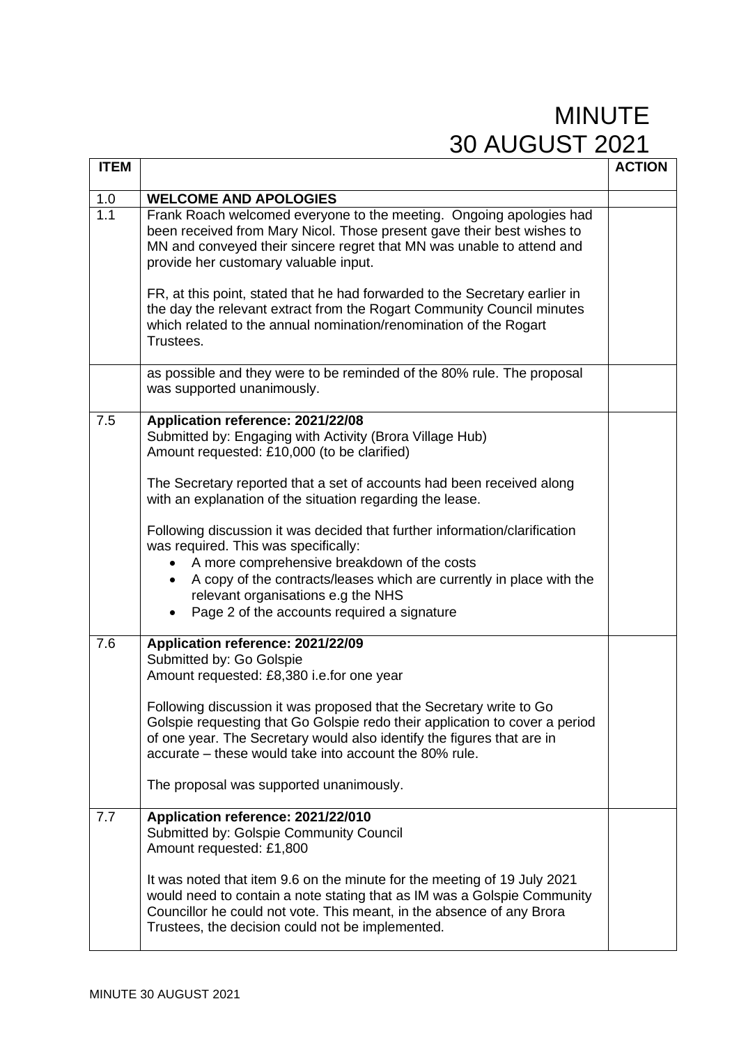# MINUTE
# 30 AUGUST 2021

| ITEM | | ACTION |
|---|---|---|
| 1.0 | **WELCOME AND APOLOGIES** | |
| 1.1 | Frank Roach welcomed everyone to the meeting. Ongoing apologies had been received from Mary Nicol. Those present gave their best wishes to MN and conveyed their sincere regret that MN was unable to attend and provide her customary valuable input.<br><br>FR, at this point, stated that he had forwarded to the Secretary earlier in the day the relevant extract from the Rogart Community Council minutes which related to the annual nomination/renomination of the Rogart Trustees. | |
| | as possible and they were to be reminded of the 80% rule. The proposal was supported unanimously. | |
| 7.5 | **Application reference: 2021/22/08**<br>Submitted by: Engaging with Activity (Brora Village Hub)<br>Amount requested: £10,000 (to be clarified)<br><br>The Secretary reported that a set of accounts had been received along with an explanation of the situation regarding the lease.<br><br>Following discussion it was decided that further information/clarification was required. This was specifically:<br>• A more comprehensive breakdown of the costs<br>• A copy of the contracts/leases which are currently in place with the relevant organisations e.g the NHS<br>• Page 2 of the accounts required a signature | |
| 7.6 | **Application reference: 2021/22/09**<br>Submitted by: Go Golspie<br>Amount requested: £8,380 i.e.for one year<br><br>Following discussion it was proposed that the Secretary write to Go Golspie requesting that Go Golspie redo their application to cover a period of one year. The Secretary would also identify the figures that are in accurate – these would take into account the 80% rule.<br><br>The proposal was supported unanimously. | |
| 7.7 | **Application reference: 2021/22/010**<br>Submitted by: Golspie Community Council<br>Amount requested: £1,800<br><br>It was noted that item 9.6 on the minute for the meeting of 19 July 2021 would need to contain a note stating that as IM was a Golspie Community Councillor he could not vote. This meant, in the absence of any Brora Trustees, the decision could not be implemented. | |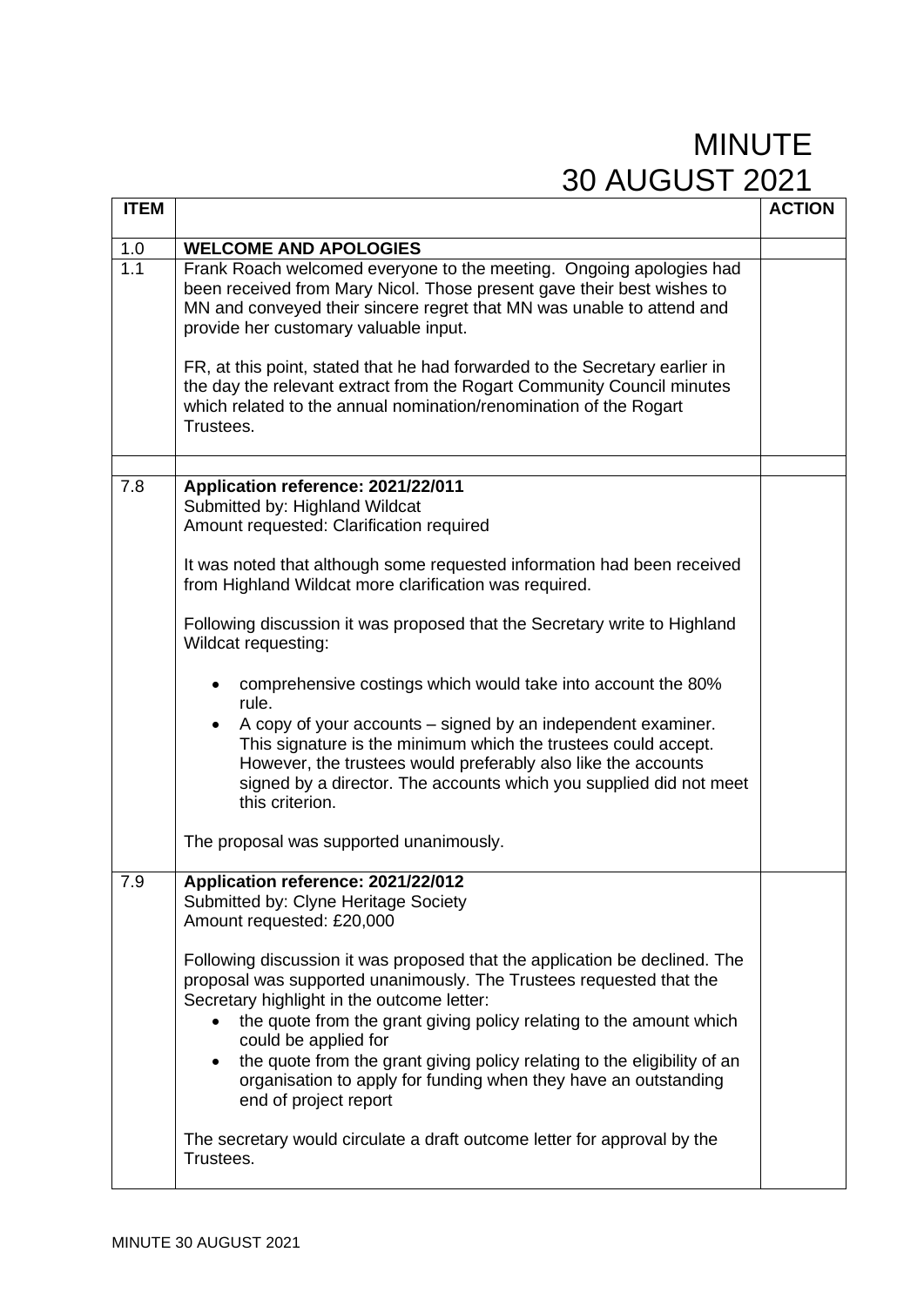# MINUTE
# 30 AUGUST 2021

| ITEM | | ACTION |
|---|---|---|
| 1.0 | **WELCOME AND APOLOGIES** | |
| 1.1 | Frank Roach welcomed everyone to the meeting. Ongoing apologies had been received from Mary Nicol. Those present gave their best wishes to MN and conveyed their sincere regret that MN was unable to attend and provide her customary valuable input.<br><br>FR, at this point, stated that he had forwarded to the Secretary earlier in the day the relevant extract from the Rogart Community Council minutes which related to the annual nomination/renomination of the Rogart Trustees. | |
| | | |
| 7.8 | **Application reference: 2021/22/011**<br>Submitted by: Highland Wildcat<br>Amount requested: Clarification required<br><br>It was noted that although some requested information had been received from Highland Wildcat more clarification was required.<br><br>Following discussion it was proposed that the Secretary write to Highland Wildcat requesting:<br><br>• comprehensive costings which would take into account the 80% rule.<br>• A copy of your accounts – signed by an independent examiner. This signature is the minimum which the trustees could accept. However, the trustees would preferably also like the accounts signed by a director. The accounts which you supplied did not meet this criterion.<br><br>The proposal was supported unanimously. | |
| 7.9 | **Application reference: 2021/22/012**<br>Submitted by: Clyne Heritage Society<br>Amount requested: £20,000<br><br>Following discussion it was proposed that the application be declined. The proposal was supported unanimously. The Trustees requested that the Secretary highlight in the outcome letter:<br>• the quote from the grant giving policy relating to the amount which could be applied for<br>• the quote from the grant giving policy relating to the eligibility of an organisation to apply for funding when they have an outstanding end of project report<br><br>The secretary would circulate a draft outcome letter for approval by the Trustees. | |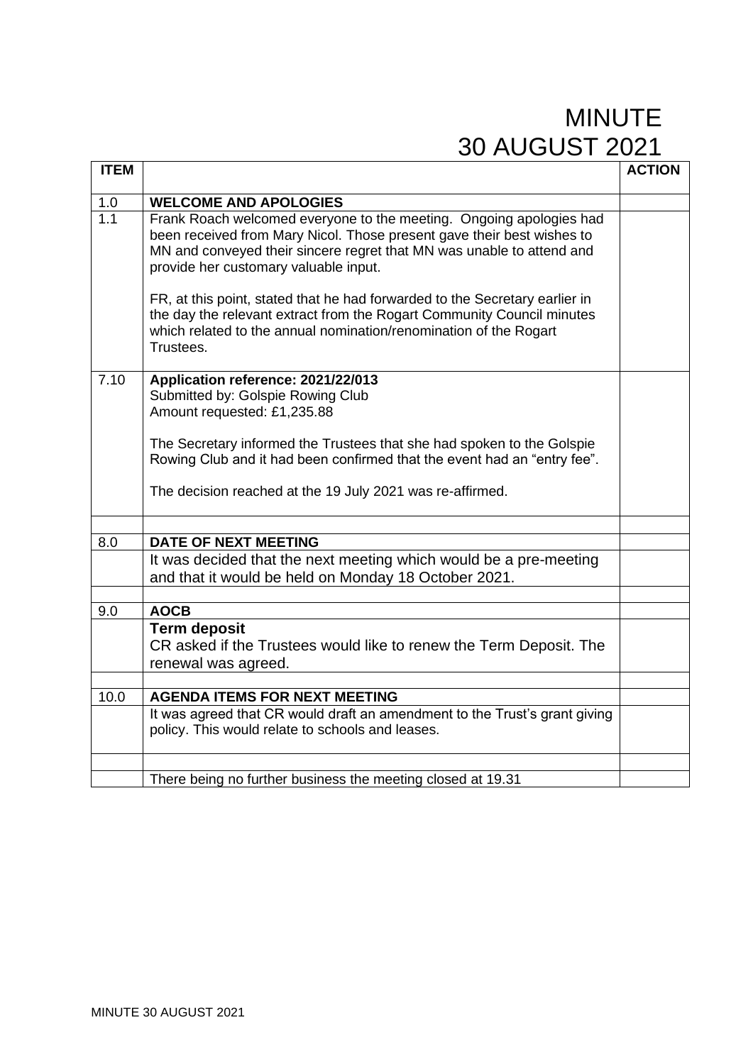# MINUTE
# 30 AUGUST 2021

| ITEM | | ACTION |
|---|---|---|
| 1.0 | **WELCOME AND APOLOGIES** | |
| 1.1 | Frank Roach welcomed everyone to the meeting. Ongoing apologies had been received from Mary Nicol. Those present gave their best wishes to MN and conveyed their sincere regret that MN was unable to attend and provide her customary valuable input.<br><br>FR, at this point, stated that he had forwarded to the Secretary earlier in the day the relevant extract from the Rogart Community Council minutes which related to the annual nomination/renomination of the Rogart Trustees. | |
| 7.10 | **Application reference: 2021/22/013**<br>Submitted by: Golspie Rowing Club<br>Amount requested: £1,235.88<br><br>The Secretary informed the Trustees that she had spoken to the Golspie Rowing Club and it had been confirmed that the event had an "entry fee".<br><br>The decision reached at the 19 July 2021 was re-affirmed. | |
| | | |
| 8.0 | **DATE OF NEXT MEETING** | |
| | It was decided that the next meeting which would be a pre-meeting and that it would be held on Monday 18 October 2021. | |
| | | |
| 9.0 | **AOCB** | |
| | **Term deposit**<br>CR asked if the Trustees would like to renew the Term Deposit. The renewal was agreed. | |
| | | |
| 10.0 | **AGENDA ITEMS FOR NEXT MEETING** | |
| | It was agreed that CR would draft an amendment to the Trust's grant giving policy. This would relate to schools and leases. | |
| | | |
| | There being no further business the meeting closed at 19.31 | |